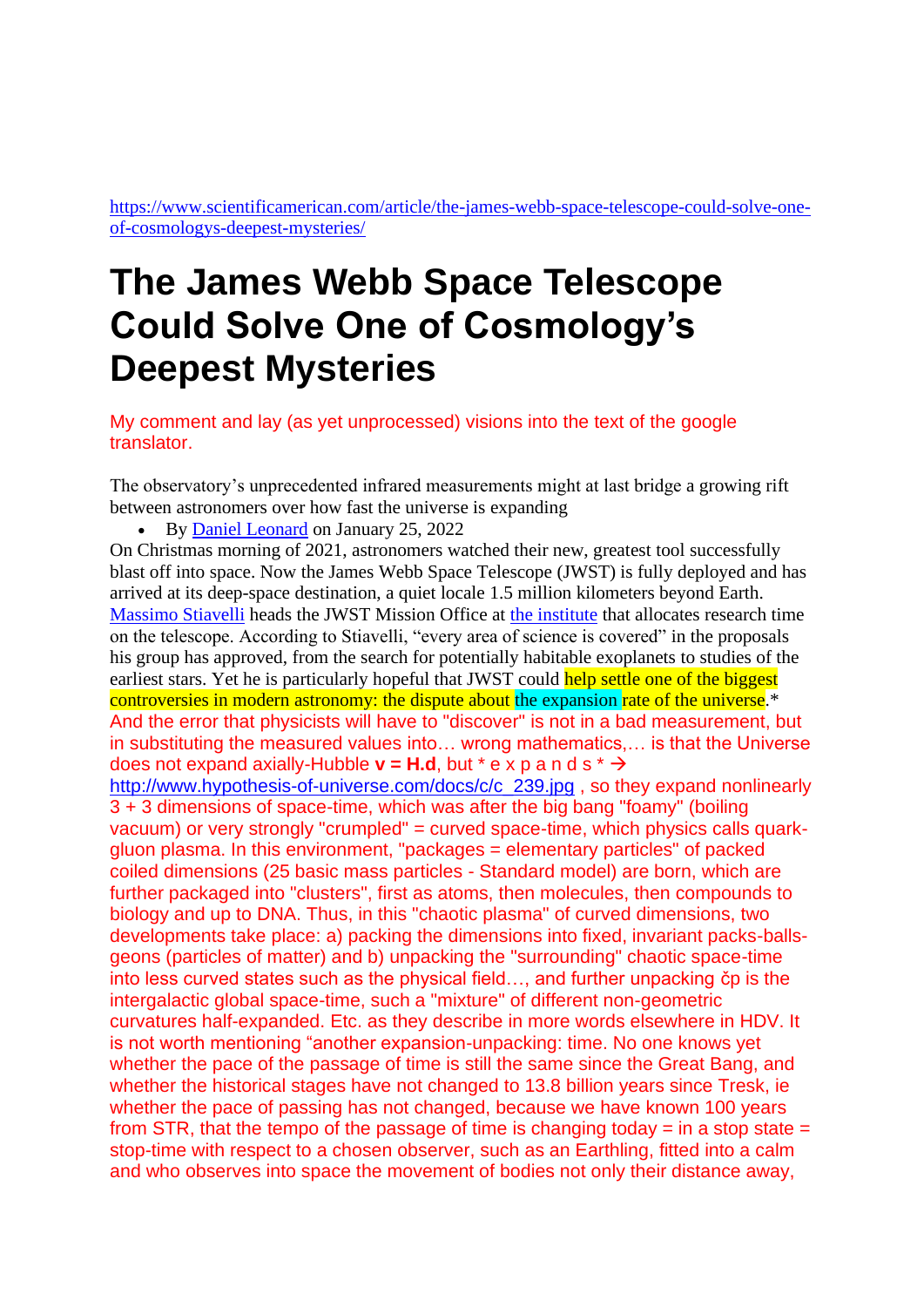https://www.scientificamerican.com/article/the-james-webb-space-telescope-could-solve-one-of-cosmologys-deepest-mysteries/

# The James Webb Space Telescope Could Solve One of Cosmology's Deepest Mysteries

My comment and lay (as yet unprocessed) visions into the text of the google translator.

The observatory's unprecedented infrared measurements might at last bridge a growing rift between astronomers over how fast the universe is expanding

- By Daniel Leonard on January 25, 2022

On Christmas morning of 2021, astronomers watched their new, greatest tool successfully blast off into space. Now the James Webb Space Telescope (JWST) is fully deployed and has arrived at its deep-space destination, a quiet locale 1.5 million kilometers beyond Earth. Massimo Stiavelli heads the JWST Mission Office at the institute that allocates research time on the telescope. According to Stiavelli, "every area of science is covered" in the proposals his group has approved, from the search for potentially habitable exoplanets to studies of the earliest stars. Yet he is particularly hopeful that JWST could help settle one of the biggest controversies in modern astronomy: the dispute about the expansion rate of the universe.*

And the error that physicists will have to "discover" is not in a bad measurement, but in substituting the measured values into… wrong mathematics,… is that the Universe does not expand axially-Hubble **v = H.d**, but * e x p a n d s * → http://www.hypothesis-of-universe.com/docs/c/c_239.jpg , so they expand nonlinearly 3 + 3 dimensions of space-time, which was after the big bang "foamy" (boiling vacuum) or very strongly "crumpled" = curved space-time, which physics calls quark-gluon plasma. In this environment, "packages = elementary particles" of packed coiled dimensions (25 basic mass particles - Standard model) are born, which are further packaged into "clusters", first as atoms, then molecules, then compounds to biology and up to DNA. Thus, in this "chaotic plasma" of curved dimensions, two developments take place: a) packing the dimensions into fixed, invariant packs-balls-geons (particles of matter) and b) unpacking the "surrounding" chaotic space-time into less curved states such as the physical field…, and further unpacking čp is the intergalactic global space-time, such a "mixture" of different non-geometric curvatures half-expanded. Etc. as they describe in more words elsewhere in HDV. It is not worth mentioning "another expansion-unpacking: time. No one knows yet whether the pace of the passage of time is still the same since the Great Bang, and whether the historical stages have not changed to 13.8 billion years since Tresk, ie whether the pace of passing has not changed, because we have known 100 years from STR, that the tempo of the passage of time is changing today = in a stop state = stop-time with respect to a chosen observer, such as an Earthling, fitted into a calm and who observes into space the movement of bodies not only their distance away,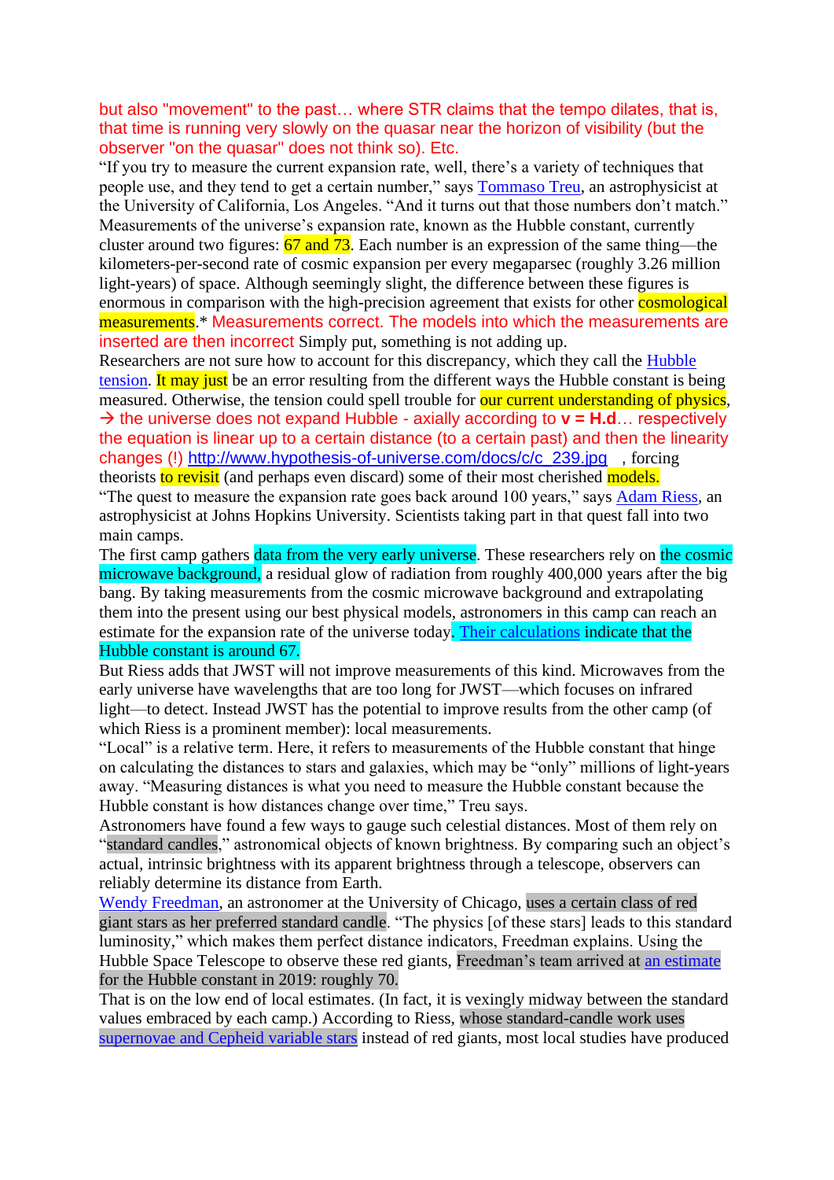but also "movement" to the past… where STR claims that the tempo dilates, that is, that time is running very slowly on the quasar near the horizon of visibility (but the observer "on the quasar" does not think so). Etc.

“If you try to measure the current expansion rate, well, there’s a variety of techniques that people use, and they tend to get a certain number,” says Tommaso Treu, an astrophysicist at the University of California, Los Angeles. “And it turns out that those numbers don’t match.” Measurements of the universe’s expansion rate, known as the Hubble constant, currently cluster around two figures: 67 and 73. Each number is an expression of the same thing—the kilometers-per-second rate of cosmic expansion per every megaparsec (roughly 3.26 million light-years) of space. Although seemingly slight, the difference between these figures is enormous in comparison with the high-precision agreement that exists for other cosmological measurements.* Measurements correct. The models into which the measurements are inserted are then incorrect Simply put, something is not adding up.

Researchers are not sure how to account for this discrepancy, which they call the Hubble tension. It may just be an error resulting from the different ways the Hubble constant is being measured. Otherwise, the tension could spell trouble for our current understanding of physics, → the universe does not expand Hubble - axially according to **v = H.d**… respectively the equation is linear up to a certain distance (to a certain past) and then the linearity changes (!) http://www.hypothesis-of-universe.com/docs/c/c_239.jpg , forcing theorists to revisit (and perhaps even discard) some of their most cherished models.

“The quest to measure the expansion rate goes back around 100 years,” says Adam Riess, an astrophysicist at Johns Hopkins University. Scientists taking part in that quest fall into two main camps.

The first camp gathers data from the very early universe. These researchers rely on the cosmic microwave background, a residual glow of radiation from roughly 400,000 years after the big bang. By taking measurements from the cosmic microwave background and extrapolating them into the present using our best physical models, astronomers in this camp can reach an estimate for the expansion rate of the universe today. Their calculations indicate that the Hubble constant is around 67.

But Riess adds that JWST will not improve measurements of this kind. Microwaves from the early universe have wavelengths that are too long for JWST—which focuses on infrared light—to detect. Instead JWST has the potential to improve results from the other camp (of which Riess is a prominent member): local measurements.

“Local” is a relative term. Here, it refers to measurements of the Hubble constant that hinge on calculating the distances to stars and galaxies, which may be “only” millions of light-years away. “Measuring distances is what you need to measure the Hubble constant because the Hubble constant is how distances change over time,” Treu says.

Astronomers have found a few ways to gauge such celestial distances. Most of them rely on “standard candles,” astronomical objects of known brightness. By comparing such an object’s actual, intrinsic brightness with its apparent brightness through a telescope, observers can reliably determine its distance from Earth.

Wendy Freedman, an astronomer at the University of Chicago, uses a certain class of red giant stars as her preferred standard candle. “The physics [of these stars] leads to this standard luminosity,” which makes them perfect distance indicators, Freedman explains. Using the Hubble Space Telescope to observe these red giants, Freedman’s team arrived at an estimate for the Hubble constant in 2019: roughly 70.

That is on the low end of local estimates. (In fact, it is vexingly midway between the standard values embraced by each camp.) According to Riess, whose standard-candle work uses supernovae and Cepheid variable stars instead of red giants, most local studies have produced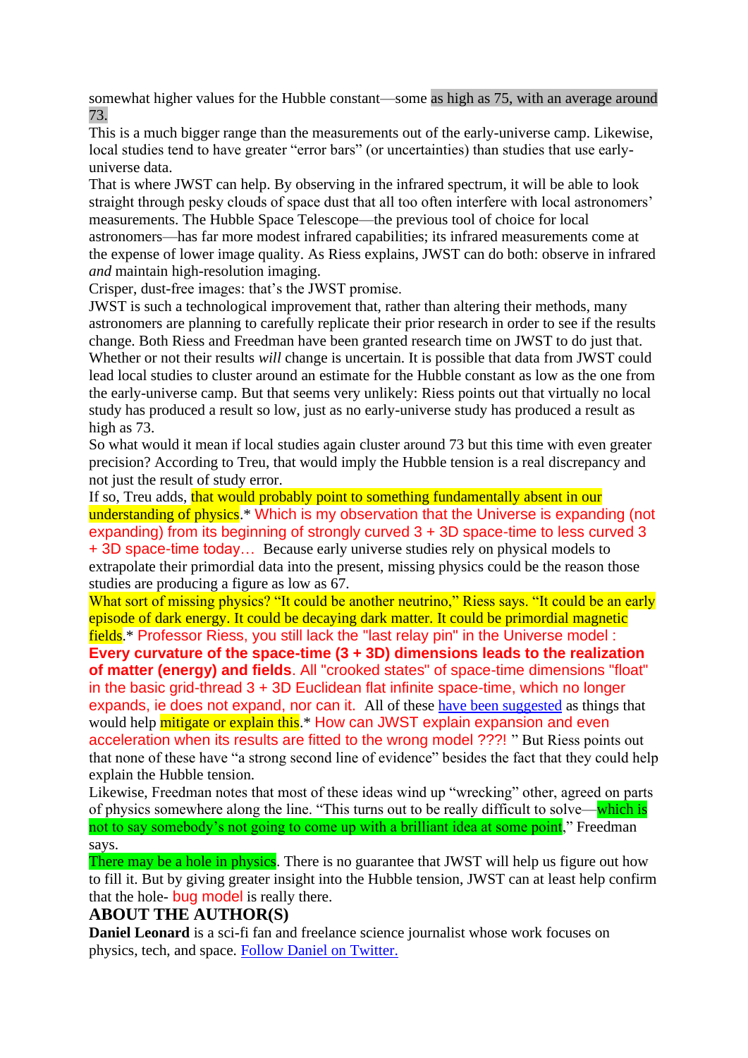somewhat higher values for the Hubble constant—some as high as 75, with an average around 73.

This is a much bigger range than the measurements out of the early-universe camp. Likewise, local studies tend to have greater "error bars" (or uncertainties) than studies that use early-universe data.

That is where JWST can help. By observing in the infrared spectrum, it will be able to look straight through pesky clouds of space dust that all too often interfere with local astronomers' measurements. The Hubble Space Telescope—the previous tool of choice for local astronomers—has far more modest infrared capabilities; its infrared measurements come at the expense of lower image quality. As Riess explains, JWST can do both: observe in infrared *and* maintain high-resolution imaging.

Crisper, dust-free images: that's the JWST promise.

JWST is such a technological improvement that, rather than altering their methods, many astronomers are planning to carefully replicate their prior research in order to see if the results change. Both Riess and Freedman have been granted research time on JWST to do just that.

Whether or not their results *will* change is uncertain. It is possible that data from JWST could lead local studies to cluster around an estimate for the Hubble constant as low as the one from the early-universe camp. But that seems very unlikely: Riess points out that virtually no local study has produced a result so low, just as no early-universe study has produced a result as high as 73.

So what would it mean if local studies again cluster around 73 but this time with even greater precision? According to Treu, that would imply the Hubble tension is a real discrepancy and not just the result of study error.

If so, Treu adds, that would probably point to something fundamentally absent in our understanding of physics.* Which is my observation that the Universe is expanding (not expanding) from its beginning of strongly curved 3 + 3D space-time to less curved 3 + 3D space-time today… Because early universe studies rely on physical models to extrapolate their primordial data into the present, missing physics could be the reason those studies are producing a figure as low as 67.

What sort of missing physics? "It could be another neutrino," Riess says. "It could be an early episode of dark energy. It could be decaying dark matter. It could be primordial magnetic fields.* Professor Riess, you still lack the "last relay pin" in the Universe model : **Every curvature of the space-time (3 + 3D) dimensions leads to the realization of matter (energy) and fields**. All "crooked states" of space-time dimensions "float" in the basic grid-thread 3 + 3D Euclidean flat infinite space-time, which no longer expands, ie does not expand, nor can it. All of these have been suggested as things that would help mitigate or explain this.* How can JWST explain expansion and even acceleration when its results are fitted to the wrong model ???! " But Riess points out that none of these have "a strong second line of evidence" besides the fact that they could help explain the Hubble tension.

Likewise, Freedman notes that most of these ideas wind up "wrecking" other, agreed on parts of physics somewhere along the line. "This turns out to be really difficult to solve—which is not to say somebody's not going to come up with a brilliant idea at some point," Freedman says.

There may be a hole in physics. There is no guarantee that JWST will help us figure out how to fill it. But by giving greater insight into the Hubble tension, JWST can at least help confirm that the hole- bug model is really there.

## ABOUT THE AUTHOR(S)

**Daniel Leonard** is a sci-fi fan and freelance science journalist whose work focuses on physics, tech, and space. Follow Daniel on Twitter.